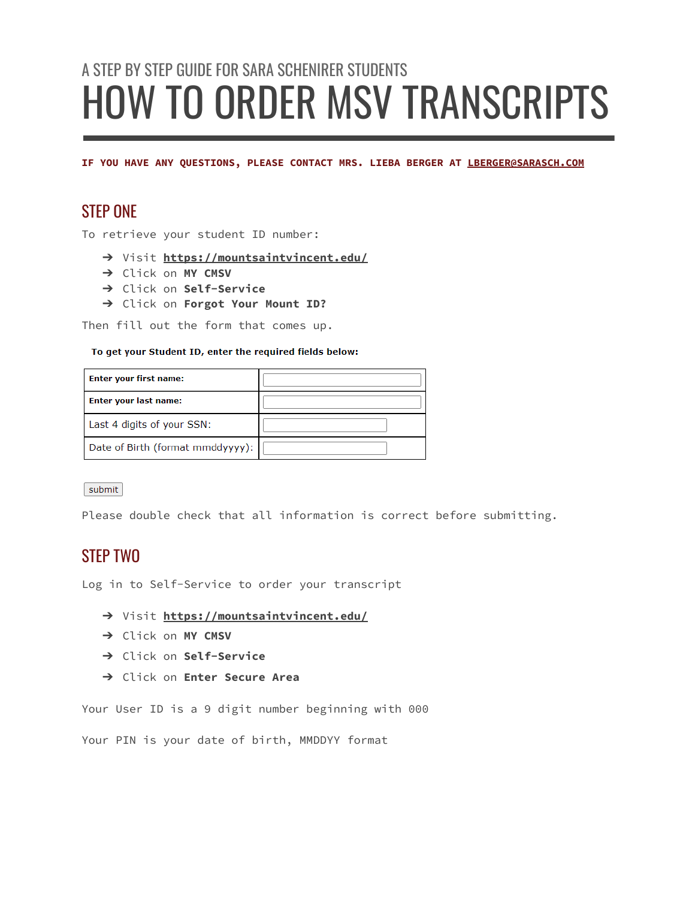A STEP BY STEP GUIDE FOR SARA SCHENIRER STUDENTS

# HOW TO ORDER MSV TRANSCRIPTS

**IF YOU HAVE ANY QUESTIONS, PLEASE CONTACT MRS. LIEBA BERGER AT LBERGER@SARASCH.COM**

## STEP ONE

To retrieve your student ID number:

- ➔ Visit **https://mountsaintvincent.edu/**
- ➔ Click on **MY CMSV**
- ➔ Click on **Self-Service**
- ➔ Click on **Forgot Your Mount ID?**

Then fill out the form that comes up.

**To get your Student ID, enter the required fields below:**

| | |
|---|---|
| **Enter your first name:** | |
| **Enter your last name:** | |
| Last 4 digits of your SSN: | |
| Date of Birth (format mmddyyyy): | |

submit

Please double check that all information is correct before submitting.

## STEP TWO

Log in to Self-Service to order your transcript

- ➔ Visit **https://mountsaintvincent.edu/**
- ➔ Click on **MY CMSV**
- ➔ Click on **Self-Service**
- ➔ Click on **Enter Secure Area**

Your User ID is a 9 digit number beginning with 000

Your PIN is your date of birth, MMDDYY format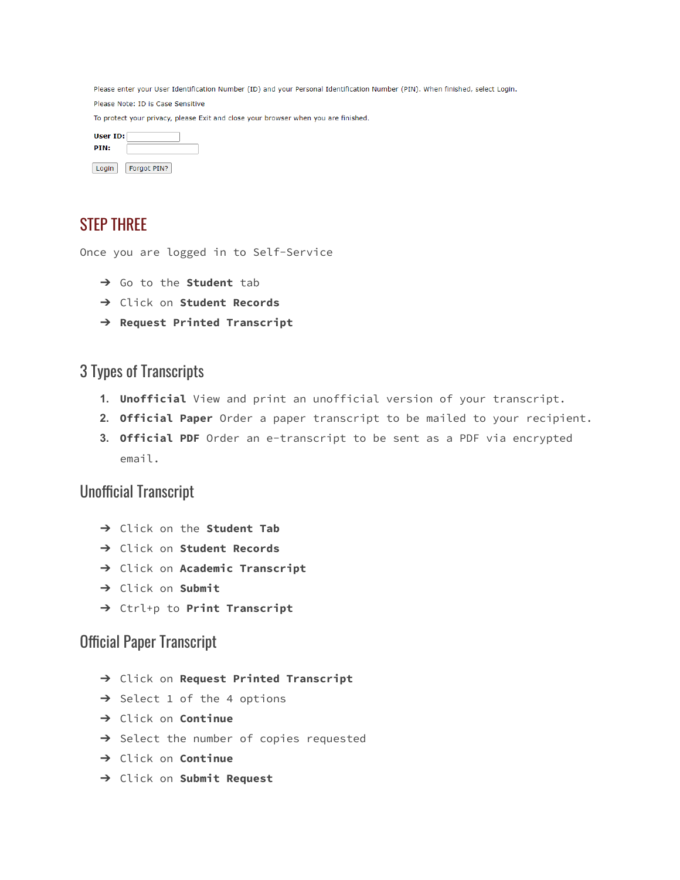Please enter your User Identification Number (ID) and your Personal Identification Number (PIN). When finished, select Login.

Please Note: ID is Case Sensitive

To protect your privacy, please Exit and close your browser when you are finished.

**User ID:**

**PIN:**

Login Forgot PIN?

## STEP THREE

Once you are logged in to Self-Service

- ➔ Go to the **Student** tab
- ➔ Click on **Student Records**
- ➔ **Request Printed Transcript**

## 3 Types of Transcripts

1. **Unofficial** View and print an unofficial version of your transcript.
2. **Official Paper** Order a paper transcript to be mailed to your recipient.
3. **Official PDF** Order an e-transcript to be sent as a PDF via encrypted email.

## Unofficial Transcript

- ➔ Click on the **Student Tab**
- ➔ Click on **Student Records**
- ➔ Click on **Academic Transcript**
- ➔ Click on **Submit**
- ➔ Ctrl+p to **Print Transcript**

## Official Paper Transcript

- ➔ Click on **Request Printed Transcript**
- ➔ Select 1 of the 4 options
- ➔ Click on **Continue**
- ➔ Select the number of copies requested
- ➔ Click on **Continue**
- ➔ Click on **Submit Request**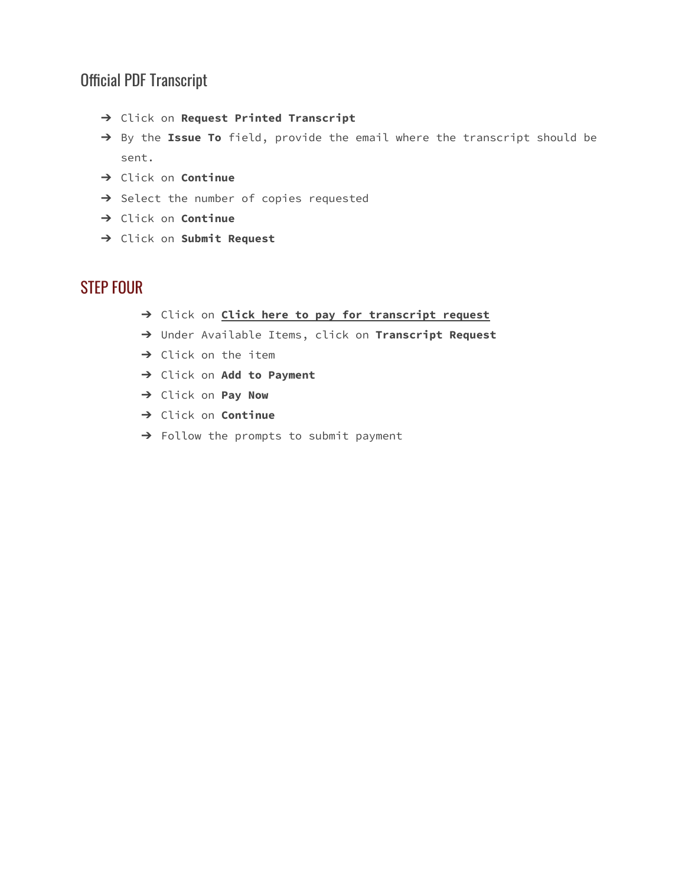## Official PDF Transcript

- ➔ Click on **Request Printed Transcript**
- ➔ By the **Issue To** field, provide the email where the transcript should be sent.
- ➔ Click on **Continue**
- ➔ Select the number of copies requested
- ➔ Click on **Continue**
- ➔ Click on **Submit Request**

## STEP FOUR

- ➔ Click on **Click here to pay for transcript request**
- ➔ Under Available Items, click on **Transcript Request**
- ➔ Click on the item
- ➔ Click on **Add to Payment**
- ➔ Click on **Pay Now**
- ➔ Click on **Continue**
- ➔ Follow the prompts to submit payment